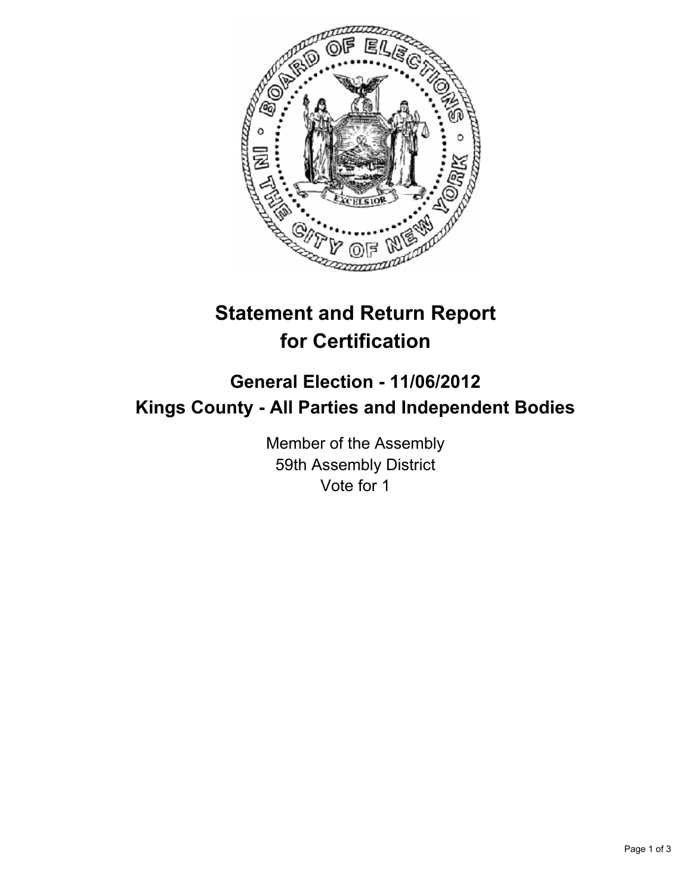# Statement and Return Report for Certification

## General Election - 11/06/2012
## Kings County - All Parties and Independent Bodies

Member of the Assembly
59th Assembly District
Vote for 1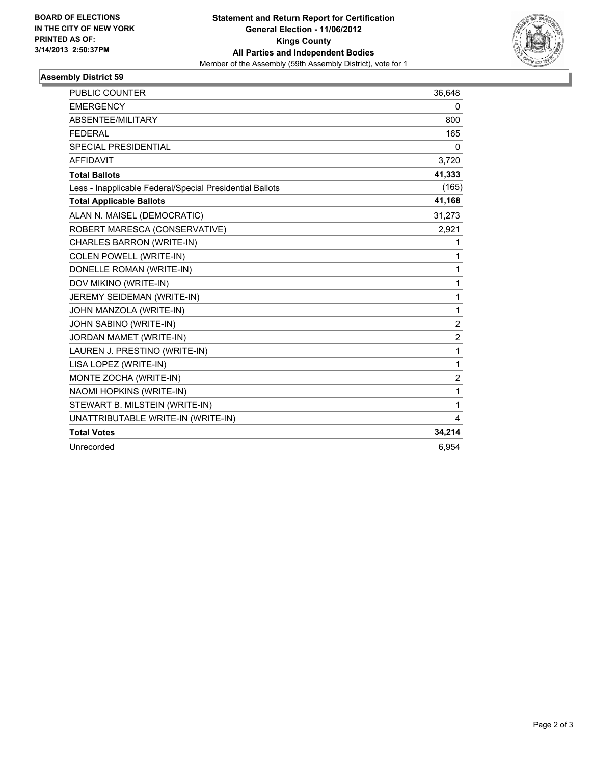**BOARD OF ELECTIONS IN THE CITY OF NEW YORK PRINTED AS OF: 3/14/2013 2:50:37PM**

**Statement and Return Report for Certification**
**General Election - 11/06/2012**
**Kings County**
**All Parties and Independent Bodies**
Member of the Assembly (59th Assembly District), vote for 1

## Assembly District 59

| | |
|---|---|
| PUBLIC COUNTER | 36,648 |
| EMERGENCY | 0 |
| ABSENTEE/MILITARY | 800 |
| FEDERAL | 165 |
| SPECIAL PRESIDENTIAL | 0 |
| AFFIDAVIT | 3,720 |
| **Total Ballots** | **41,333** |
| Less - Inapplicable Federal/Special Presidential Ballots | (165) |
| **Total Applicable Ballots** | **41,168** |
| ALAN N. MAISEL (DEMOCRATIC) | 31,273 |
| ROBERT MARESCA (CONSERVATIVE) | 2,921 |
| CHARLES BARRON (WRITE-IN) | 1 |
| COLEN POWELL (WRITE-IN) | 1 |
| DONELLE ROMAN (WRITE-IN) | 1 |
| DOV MIKINO (WRITE-IN) | 1 |
| JEREMY SEIDEMAN (WRITE-IN) | 1 |
| JOHN MANZOLA (WRITE-IN) | 1 |
| JOHN SABINO (WRITE-IN) | 2 |
| JORDAN MAMET (WRITE-IN) | 2 |
| LAUREN J. PRESTINO (WRITE-IN) | 1 |
| LISA LOPEZ (WRITE-IN) | 1 |
| MONTE ZOCHA (WRITE-IN) | 2 |
| NAOMI HOPKINS (WRITE-IN) | 1 |
| STEWART B. MILSTEIN (WRITE-IN) | 1 |
| UNATTRIBUTABLE WRITE-IN (WRITE-IN) | 4 |
| **Total Votes** | **34,214** |
| Unrecorded | 6,954 |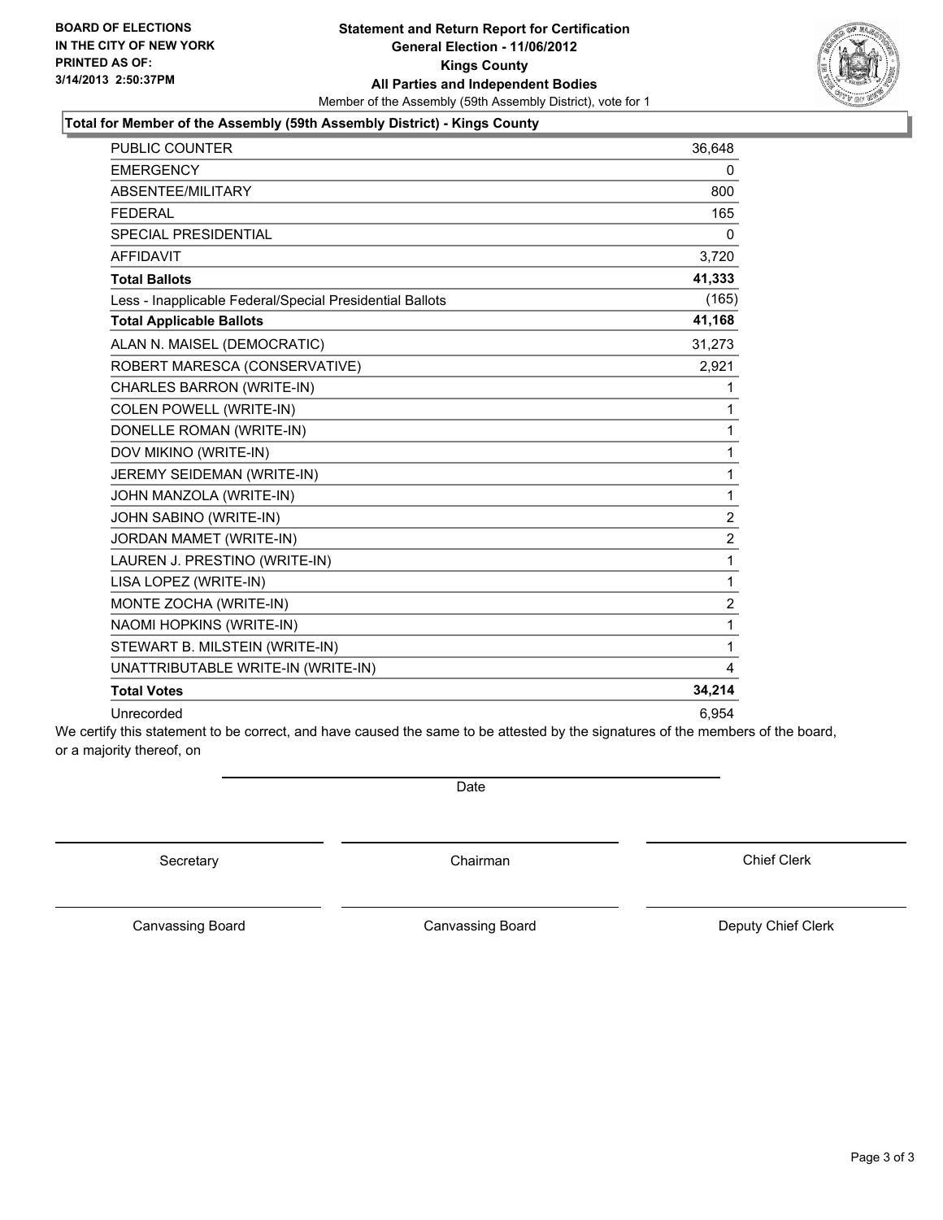**BOARD OF ELECTIONS IN THE CITY OF NEW YORK PRINTED AS OF: 3/14/2013 2:50:37PM**

**Statement and Return Report for Certification**
**General Election - 11/06/2012**
**Kings County**
**All Parties and Independent Bodies**
Member of the Assembly (59th Assembly District), vote for 1

**Total for Member of the Assembly (59th Assembly District) - Kings County**

| | |
|---|---|
| PUBLIC COUNTER | 36,648 |
| EMERGENCY | 0 |
| ABSENTEE/MILITARY | 800 |
| FEDERAL | 165 |
| SPECIAL PRESIDENTIAL | 0 |
| AFFIDAVIT | 3,720 |
| **Total Ballots** | **41,333** |
| Less - Inapplicable Federal/Special Presidential Ballots | (165) |
| **Total Applicable Ballots** | **41,168** |
| ALAN N. MAISEL (DEMOCRATIC) | 31,273 |
| ROBERT MARESCA (CONSERVATIVE) | 2,921 |
| CHARLES BARRON (WRITE-IN) | 1 |
| COLEN POWELL (WRITE-IN) | 1 |
| DONELLE ROMAN (WRITE-IN) | 1 |
| DOV MIKINO (WRITE-IN) | 1 |
| JEREMY SEIDEMAN (WRITE-IN) | 1 |
| JOHN MANZOLA (WRITE-IN) | 1 |
| JOHN SABINO (WRITE-IN) | 2 |
| JORDAN MAMET (WRITE-IN) | 2 |
| LAUREN J. PRESTINO (WRITE-IN) | 1 |
| LISA LOPEZ (WRITE-IN) | 1 |
| MONTE ZOCHA (WRITE-IN) | 2 |
| NAOMI HOPKINS (WRITE-IN) | 1 |
| STEWART B. MILSTEIN (WRITE-IN) | 1 |
| UNATTRIBUTABLE WRITE-IN (WRITE-IN) | 4 |
| **Total Votes** | **34,214** |
| Unrecorded | 6,954 |

We certify this statement to be correct, and have caused the same to be attested by the signatures of the members of the board, or a majority thereof, on

Date

Secretary — Chairman — Chief Clerk

Canvassing Board — Canvassing Board — Deputy Chief Clerk